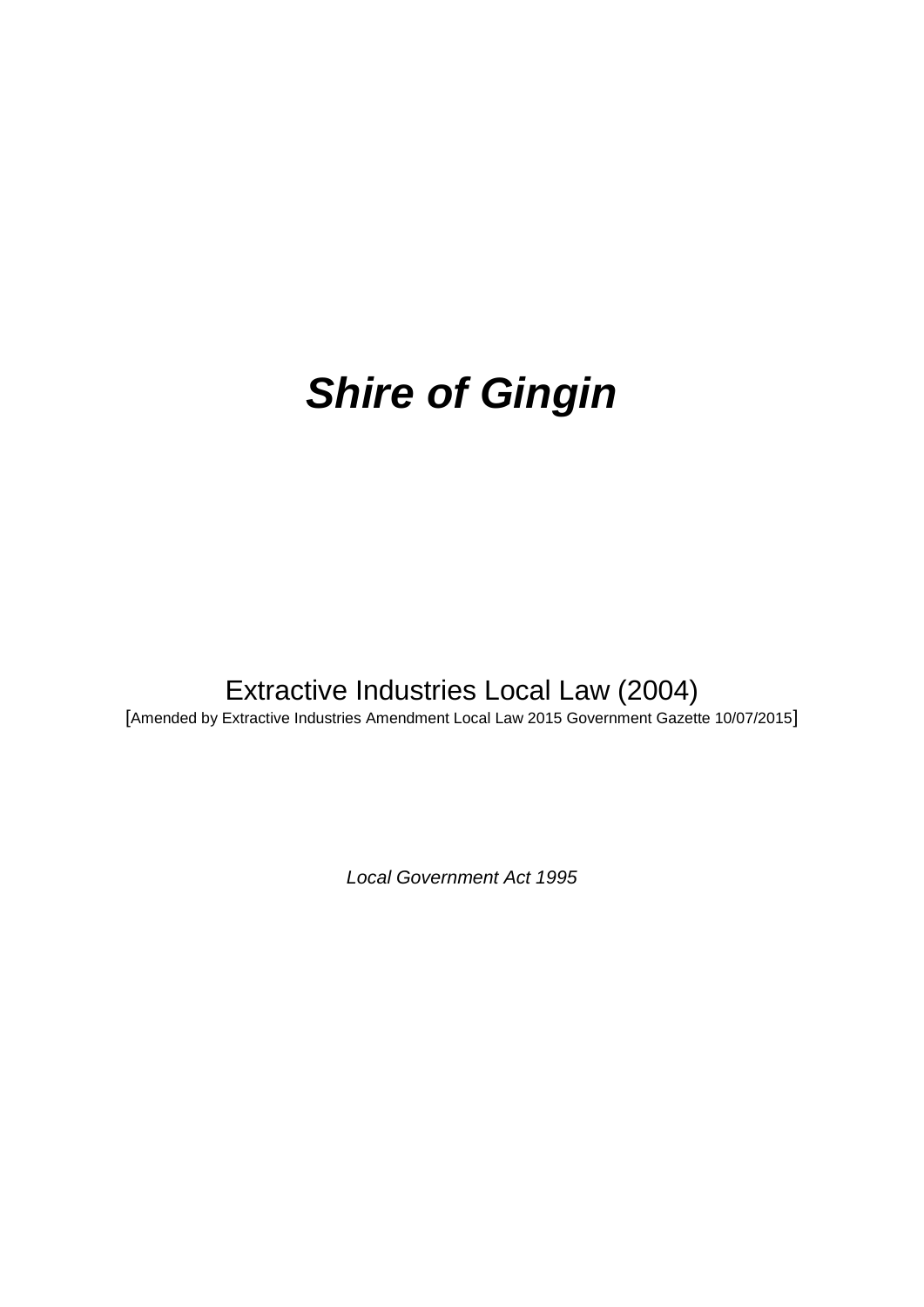# *Shire of Gingin*

Extractive Industries Local Law (2004)

[Amended by Extractive Industries Amendment Local Law 2015 Government Gazette 10/07/2015]

*Local Government Act 1995*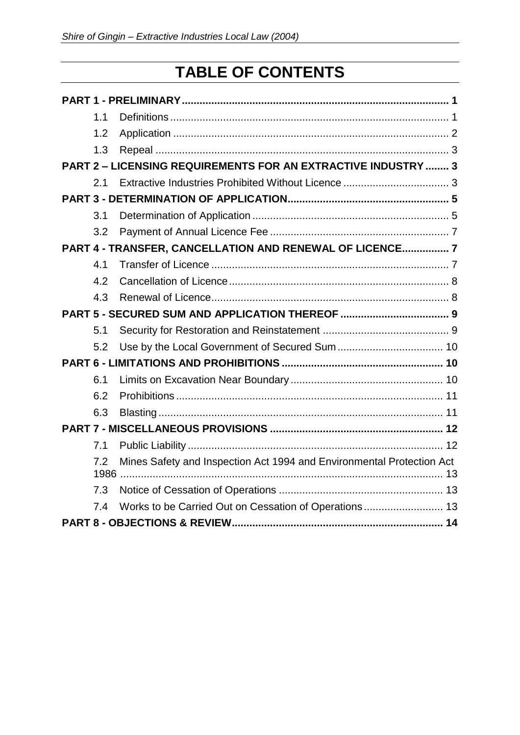# TABLE OF CONTENTS

**PART 1 - PRELIMINARY** .......... 1

- 1.1 Definitions .......... 1
- 1.2 Application .......... 2
- 1.3 Repeal .......... 3

**PART 2 – LICENSING REQUIREMENTS FOR AN EXTRACTIVE INDUSTRY** .......... 3

- 2.1 Extractive Industries Prohibited Without Licence .......... 3

**PART 3 - DETERMINATION OF APPLICATION** .......... 5

- 3.1 Determination of Application .......... 5
- 3.2 Payment of Annual Licence Fee .......... 7

**PART 4 - TRANSFER, CANCELLATION AND RENEWAL OF LICENCE** .......... 7

- 4.1 Transfer of Licence .......... 7
- 4.2 Cancellation of Licence .......... 8
- 4.3 Renewal of Licence .......... 8

**PART 5 - SECURED SUM AND APPLICATION THEREOF** .......... 9

- 5.1 Security for Restoration and Reinstatement .......... 9
- 5.2 Use by the Local Government of Secured Sum .......... 10

**PART 6 - LIMITATIONS AND PROHIBITIONS** .......... 10

- 6.1 Limits on Excavation Near Boundary .......... 10
- 6.2 Prohibitions .......... 11
- 6.3 Blasting .......... 11

**PART 7 - MISCELLANEOUS PROVISIONS** .......... 12

- 7.1 Public Liability .......... 12
- 7.2 Mines Safety and Inspection Act 1994 and Environmental Protection Act 1986 .......... 13
- 7.3 Notice of Cessation of Operations .......... 13
- 7.4 Works to be Carried Out on Cessation of Operations .......... 13

**PART 8 - OBJECTIONS & REVIEW** .......... 14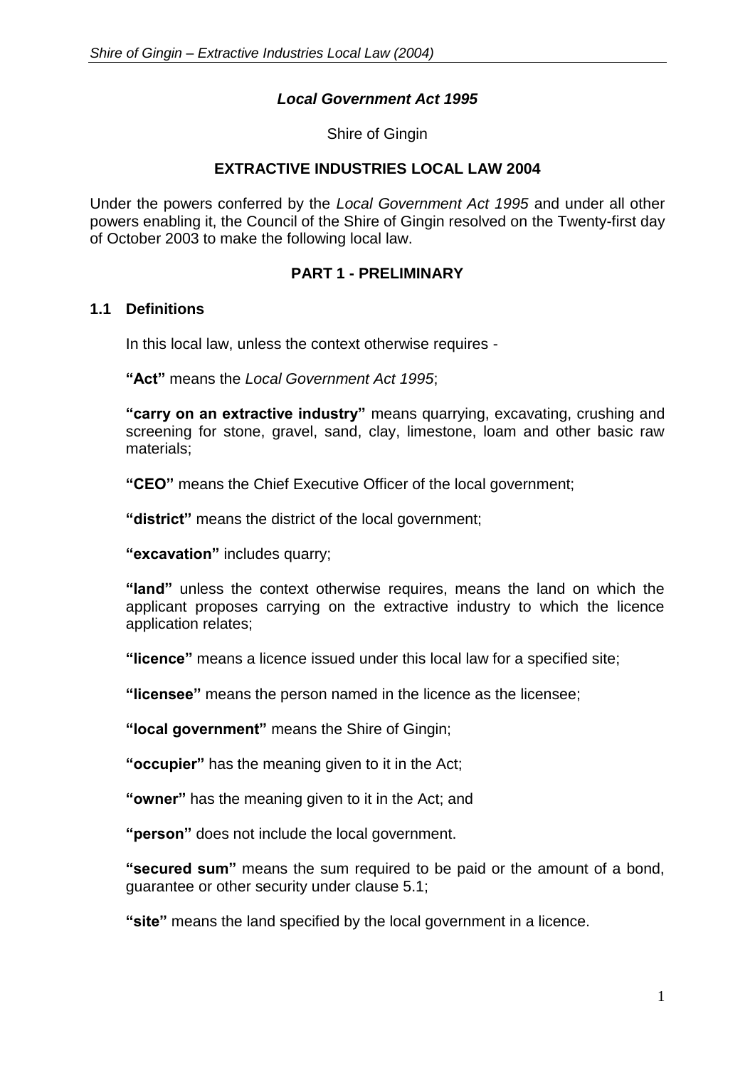***Local Government Act 1995***

Shire of Gingin

**EXTRACTIVE INDUSTRIES LOCAL LAW 2004**

Under the powers conferred by the *Local Government Act 1995* and under all other powers enabling it, the Council of the Shire of Gingin resolved on the Twenty-first day of October 2003 to make the following local law.

## PART 1 - PRELIMINARY

### 1.1 Definitions

In this local law, unless the context otherwise requires -

**"Act"** means the *Local Government Act 1995*;

**"carry on an extractive industry"** means quarrying, excavating, crushing and screening for stone, gravel, sand, clay, limestone, loam and other basic raw materials;

**"CEO"** means the Chief Executive Officer of the local government;

**"district"** means the district of the local government;

**"excavation"** includes quarry;

**"land"** unless the context otherwise requires, means the land on which the applicant proposes carrying on the extractive industry to which the licence application relates;

**"licence"** means a licence issued under this local law for a specified site;

**"licensee"** means the person named in the licence as the licensee;

**"local government"** means the Shire of Gingin;

**"occupier"** has the meaning given to it in the Act;

**"owner"** has the meaning given to it in the Act; and

**"person"** does not include the local government.

**"secured sum"** means the sum required to be paid or the amount of a bond, guarantee or other security under clause 5.1;

**"site"** means the land specified by the local government in a licence.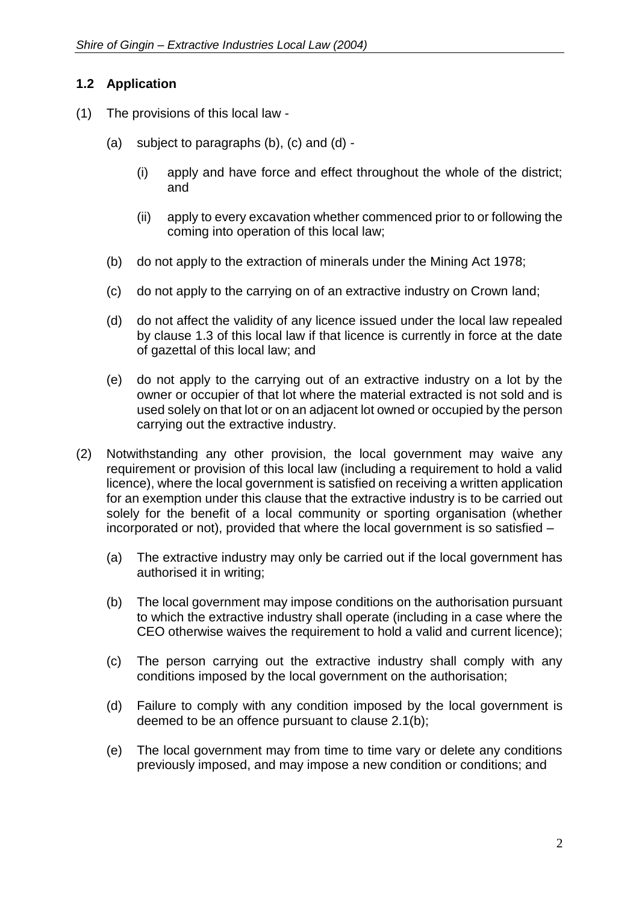### 1.2 Application

(1) The provisions of this local law -

  (a) subject to paragraphs (b), (c) and (d) -

    (i) apply and have force and effect throughout the whole of the district; and

    (ii) apply to every excavation whether commenced prior to or following the coming into operation of this local law;

  (b) do not apply to the extraction of minerals under the Mining Act 1978;

  (c) do not apply to the carrying on of an extractive industry on Crown land;

  (d) do not affect the validity of any licence issued under the local law repealed by clause 1.3 of this local law if that licence is currently in force at the date of gazettal of this local law; and

  (e) do not apply to the carrying out of an extractive industry on a lot by the owner or occupier of that lot where the material extracted is not sold and is used solely on that lot or on an adjacent lot owned or occupied by the person carrying out the extractive industry.

(2) Notwithstanding any other provision, the local government may waive any requirement or provision of this local law (including a requirement to hold a valid licence), where the local government is satisfied on receiving a written application for an exemption under this clause that the extractive industry is to be carried out solely for the benefit of a local community or sporting organisation (whether incorporated or not), provided that where the local government is so satisfied –

  (a) The extractive industry may only be carried out if the local government has authorised it in writing;

  (b) The local government may impose conditions on the authorisation pursuant to which the extractive industry shall operate (including in a case where the CEO otherwise waives the requirement to hold a valid and current licence);

  (c) The person carrying out the extractive industry shall comply with any conditions imposed by the local government on the authorisation;

  (d) Failure to comply with any condition imposed by the local government is deemed to be an offence pursuant to clause 2.1(b);

  (e) The local government may from time to time vary or delete any conditions previously imposed, and may impose a new condition or conditions; and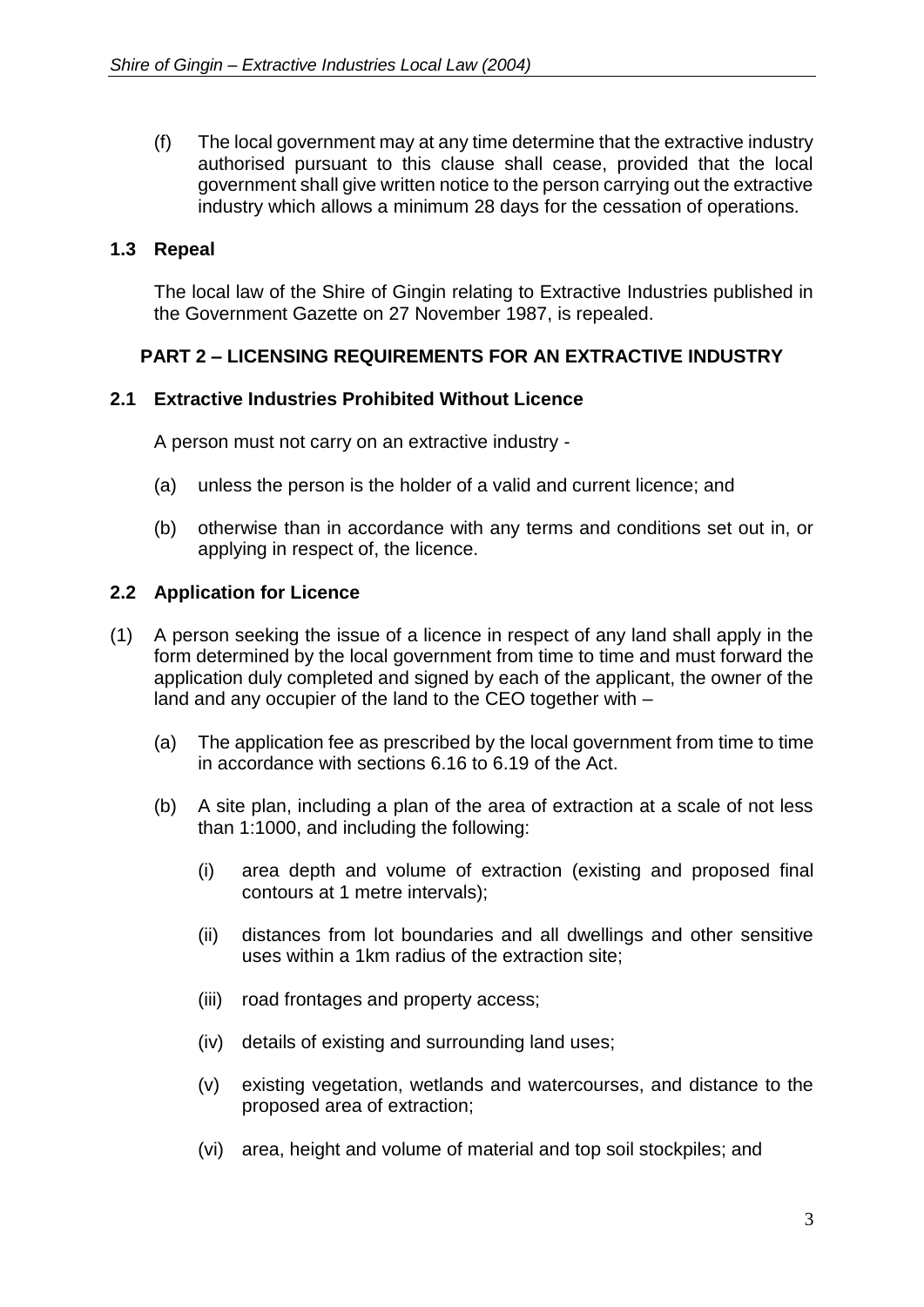(f) The local government may at any time determine that the extractive industry authorised pursuant to this clause shall cease, provided that the local government shall give written notice to the person carrying out the extractive industry which allows a minimum 28 days for the cessation of operations.

### 1.3 Repeal

The local law of the Shire of Gingin relating to Extractive Industries published in the Government Gazette on 27 November 1987, is repealed.

## PART 2 – LICENSING REQUIREMENTS FOR AN EXTRACTIVE INDUSTRY

### 2.1 Extractive Industries Prohibited Without Licence

A person must not carry on an extractive industry -

(a) unless the person is the holder of a valid and current licence; and

(b) otherwise than in accordance with any terms and conditions set out in, or applying in respect of, the licence.

### 2.2 Application for Licence

(1) A person seeking the issue of a licence in respect of any land shall apply in the form determined by the local government from time to time and must forward the application duly completed and signed by each of the applicant, the owner of the land and any occupier of the land to the CEO together with –

(a) The application fee as prescribed by the local government from time to time in accordance with sections 6.16 to 6.19 of the Act.

(b) A site plan, including a plan of the area of extraction at a scale of not less than 1:1000, and including the following:

(i) area depth and volume of extraction (existing and proposed final contours at 1 metre intervals);

(ii) distances from lot boundaries and all dwellings and other sensitive uses within a 1km radius of the extraction site;

(iii) road frontages and property access;

(iv) details of existing and surrounding land uses;

(v) existing vegetation, wetlands and watercourses, and distance to the proposed area of extraction;

(vi) area, height and volume of material and top soil stockpiles; and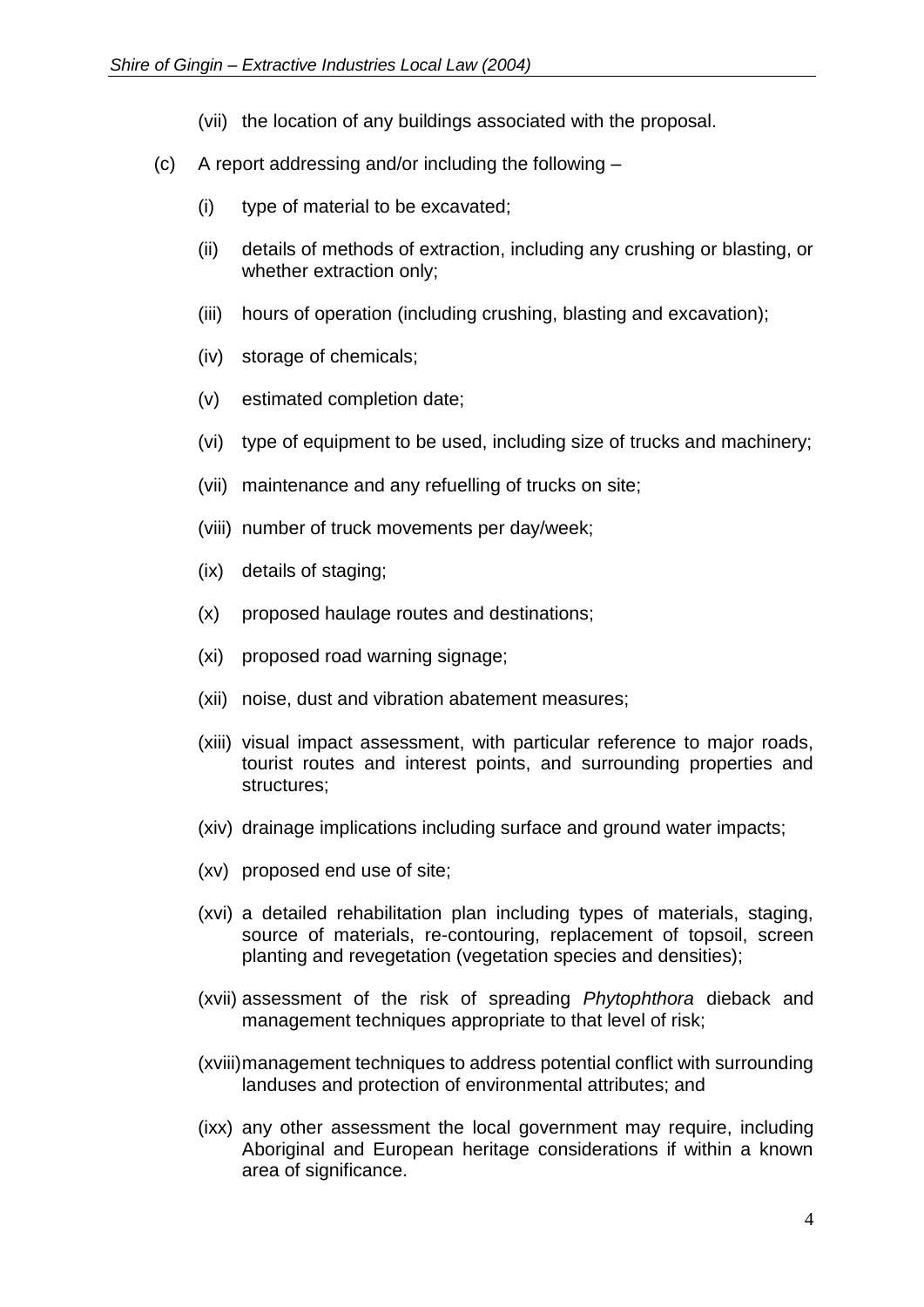(vii) the location of any buildings associated with the proposal.

(c) A report addressing and/or including the following –

(i) type of material to be excavated;

(ii) details of methods of extraction, including any crushing or blasting, or whether extraction only;

(iii) hours of operation (including crushing, blasting and excavation);

(iv) storage of chemicals;

(v) estimated completion date;

(vi) type of equipment to be used, including size of trucks and machinery;

(vii) maintenance and any refuelling of trucks on site;

(viii) number of truck movements per day/week;

(ix) details of staging;

(x) proposed haulage routes and destinations;

(xi) proposed road warning signage;

(xii) noise, dust and vibration abatement measures;

(xiii) visual impact assessment, with particular reference to major roads, tourist routes and interest points, and surrounding properties and structures;

(xiv) drainage implications including surface and ground water impacts;

(xv) proposed end use of site;

(xvi) a detailed rehabilitation plan including types of materials, staging, source of materials, re-contouring, replacement of topsoil, screen planting and revegetation (vegetation species and densities);

(xvii) assessment of the risk of spreading *Phytophthora* dieback and management techniques appropriate to that level of risk;

(xviii) management techniques to address potential conflict with surrounding landuses and protection of environmental attributes; and

(ixx) any other assessment the local government may require, including Aboriginal and European heritage considerations if within a known area of significance.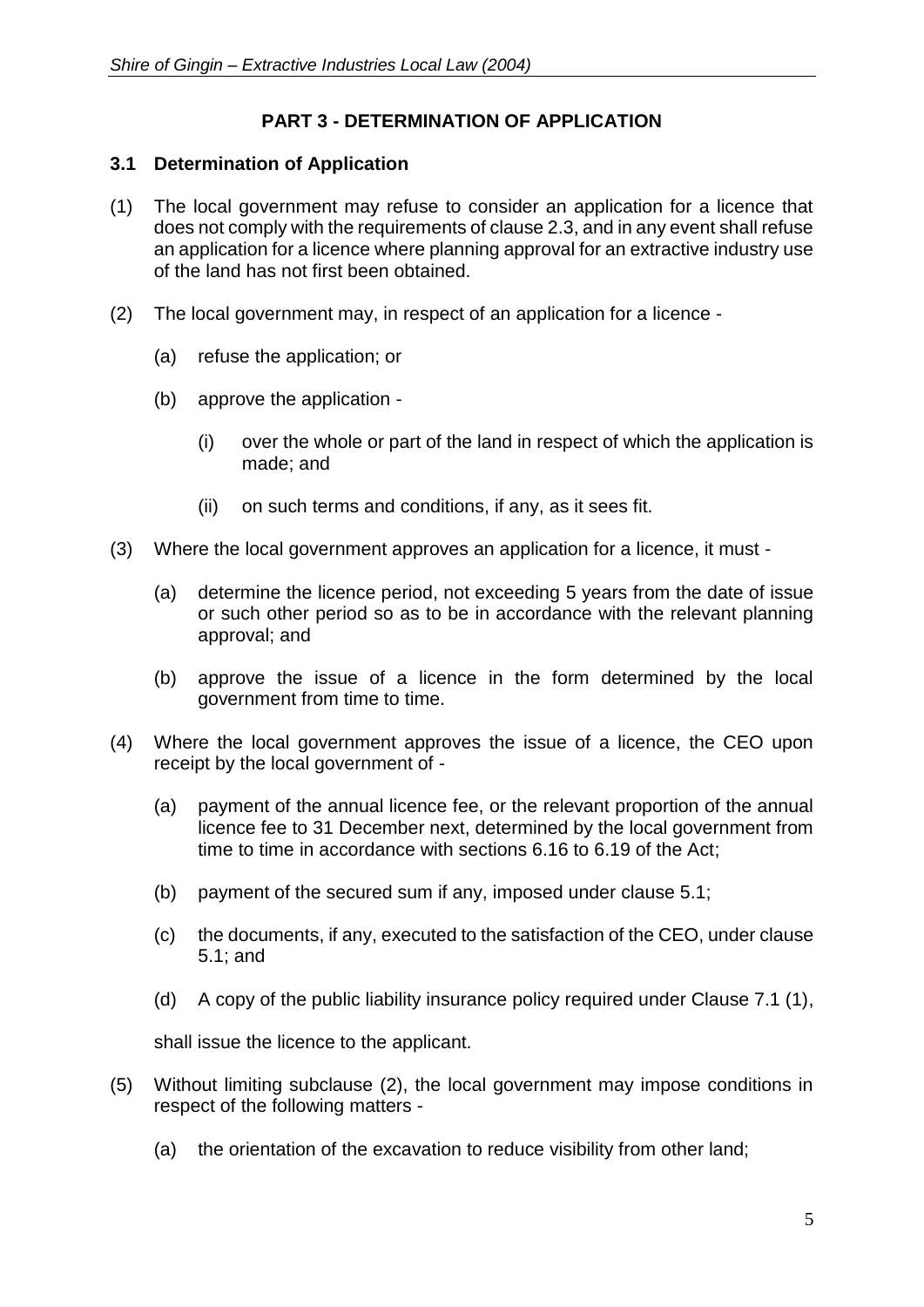## PART 3 - DETERMINATION OF APPLICATION

### 3.1 Determination of Application

(1) The local government may refuse to consider an application for a licence that does not comply with the requirements of clause 2.3, and in any event shall refuse an application for a licence where planning approval for an extractive industry use of the land has not first been obtained.

(2) The local government may, in respect of an application for a licence -

  (a) refuse the application; or

  (b) approve the application -

    (i) over the whole or part of the land in respect of which the application is made; and

    (ii) on such terms and conditions, if any, as it sees fit.

(3) Where the local government approves an application for a licence, it must -

  (a) determine the licence period, not exceeding 5 years from the date of issue or such other period so as to be in accordance with the relevant planning approval; and

  (b) approve the issue of a licence in the form determined by the local government from time to time.

(4) Where the local government approves the issue of a licence, the CEO upon receipt by the local government of -

  (a) payment of the annual licence fee, or the relevant proportion of the annual licence fee to 31 December next, determined by the local government from time to time in accordance with sections 6.16 to 6.19 of the Act;

  (b) payment of the secured sum if any, imposed under clause 5.1;

  (c) the documents, if any, executed to the satisfaction of the CEO, under clause 5.1; and

  (d) A copy of the public liability insurance policy required under Clause 7.1 (1),

shall issue the licence to the applicant.

(5) Without limiting subclause (2), the local government may impose conditions in respect of the following matters -

  (a) the orientation of the excavation to reduce visibility from other land;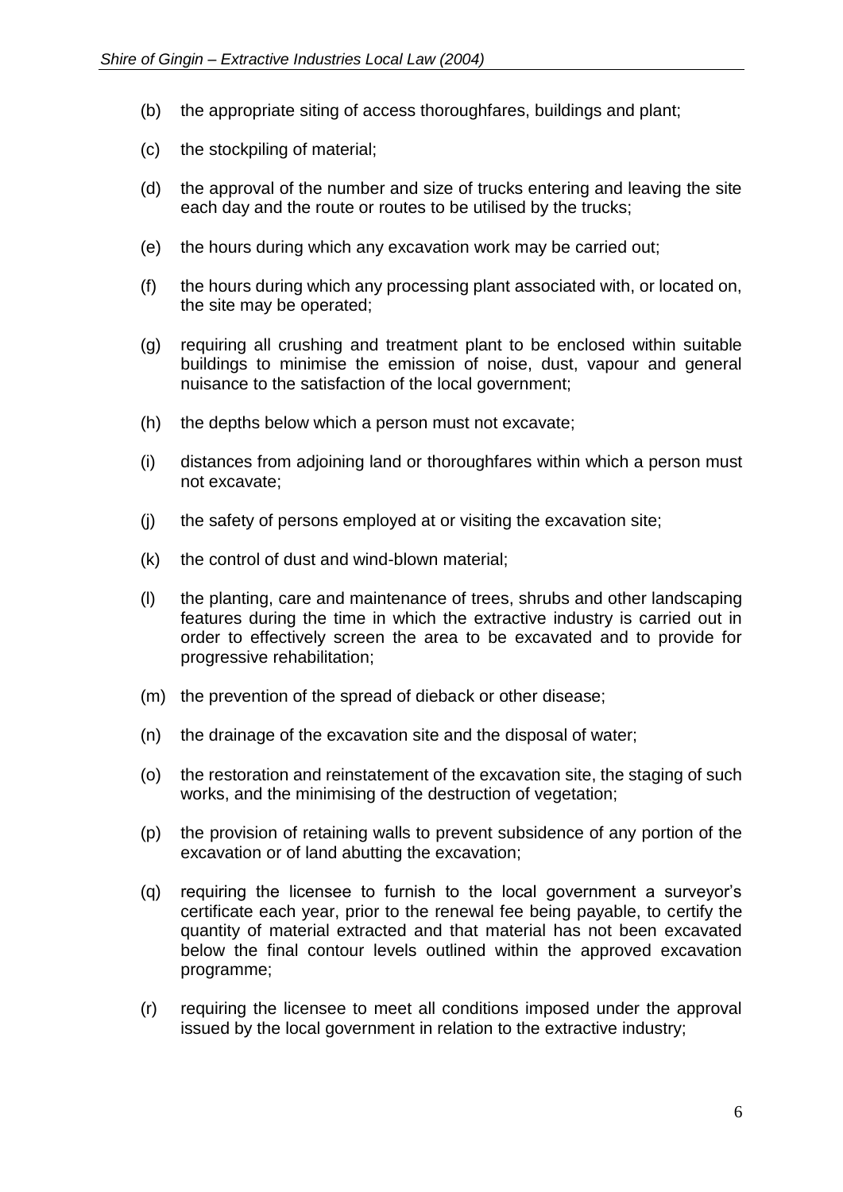(b) the appropriate siting of access thoroughfares, buildings and plant;

(c) the stockpiling of material;

(d) the approval of the number and size of trucks entering and leaving the site each day and the route or routes to be utilised by the trucks;

(e) the hours during which any excavation work may be carried out;

(f) the hours during which any processing plant associated with, or located on, the site may be operated;

(g) requiring all crushing and treatment plant to be enclosed within suitable buildings to minimise the emission of noise, dust, vapour and general nuisance to the satisfaction of the local government;

(h) the depths below which a person must not excavate;

(i) distances from adjoining land or thoroughfares within which a person must not excavate;

(j) the safety of persons employed at or visiting the excavation site;

(k) the control of dust and wind-blown material;

(l) the planting, care and maintenance of trees, shrubs and other landscaping features during the time in which the extractive industry is carried out in order to effectively screen the area to be excavated and to provide for progressive rehabilitation;

(m) the prevention of the spread of dieback or other disease;

(n) the drainage of the excavation site and the disposal of water;

(o) the restoration and reinstatement of the excavation site, the staging of such works, and the minimising of the destruction of vegetation;

(p) the provision of retaining walls to prevent subsidence of any portion of the excavation or of land abutting the excavation;

(q) requiring the licensee to furnish to the local government a surveyor's certificate each year, prior to the renewal fee being payable, to certify the quantity of material extracted and that material has not been excavated below the final contour levels outlined within the approved excavation programme;

(r) requiring the licensee to meet all conditions imposed under the approval issued by the local government in relation to the extractive industry;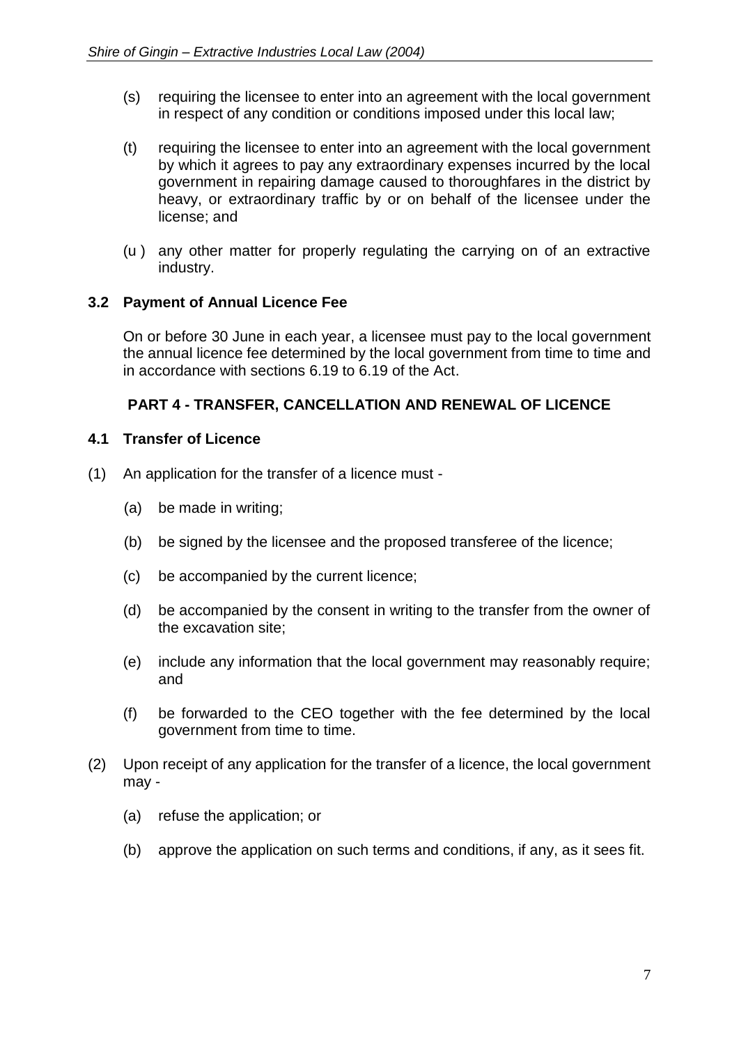(s) requiring the licensee to enter into an agreement with the local government in respect of any condition or conditions imposed under this local law;

(t) requiring the licensee to enter into an agreement with the local government by which it agrees to pay any extraordinary expenses incurred by the local government in repairing damage caused to thoroughfares in the district by heavy, or extraordinary traffic by or on behalf of the licensee under the license; and

(u ) any other matter for properly regulating the carrying on of an extractive industry.

### 3.2 Payment of Annual Licence Fee

On or before 30 June in each year, a licensee must pay to the local government the annual licence fee determined by the local government from time to time and in accordance with sections 6.19 to 6.19 of the Act.

## PART 4 - TRANSFER, CANCELLATION AND RENEWAL OF LICENCE

### 4.1 Transfer of Licence

(1) An application for the transfer of a licence must -

(a) be made in writing;

(b) be signed by the licensee and the proposed transferee of the licence;

(c) be accompanied by the current licence;

(d) be accompanied by the consent in writing to the transfer from the owner of the excavation site;

(e) include any information that the local government may reasonably require; and

(f) be forwarded to the CEO together with the fee determined by the local government from time to time.

(2) Upon receipt of any application for the transfer of a licence, the local government may -

(a) refuse the application; or

(b) approve the application on such terms and conditions, if any, as it sees fit.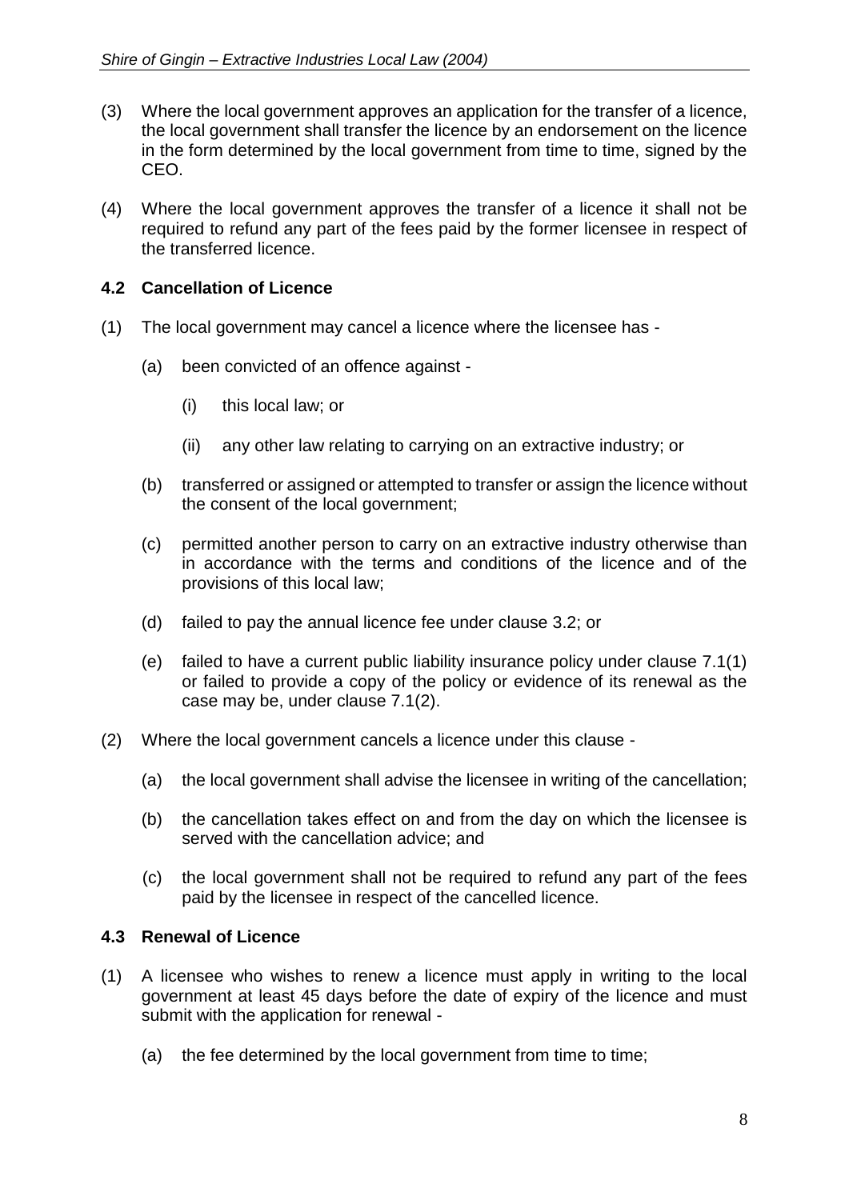(3) Where the local government approves an application for the transfer of a licence, the local government shall transfer the licence by an endorsement on the licence in the form determined by the local government from time to time, signed by the CEO.

(4) Where the local government approves the transfer of a licence it shall not be required to refund any part of the fees paid by the former licensee in respect of the transferred licence.

### 4.2 Cancellation of Licence

(1) The local government may cancel a licence where the licensee has -

    (a) been convicted of an offence against -

        (i) this local law; or

        (ii) any other law relating to carrying on an extractive industry; or

    (b) transferred or assigned or attempted to transfer or assign the licence without the consent of the local government;

    (c) permitted another person to carry on an extractive industry otherwise than in accordance with the terms and conditions of the licence and of the provisions of this local law;

    (d) failed to pay the annual licence fee under clause 3.2; or

    (e) failed to have a current public liability insurance policy under clause 7.1(1) or failed to provide a copy of the policy or evidence of its renewal as the case may be, under clause 7.1(2).

(2) Where the local government cancels a licence under this clause -

    (a) the local government shall advise the licensee in writing of the cancellation;

    (b) the cancellation takes effect on and from the day on which the licensee is served with the cancellation advice; and

    (c) the local government shall not be required to refund any part of the fees paid by the licensee in respect of the cancelled licence.

### 4.3 Renewal of Licence

(1) A licensee who wishes to renew a licence must apply in writing to the local government at least 45 days before the date of expiry of the licence and must submit with the application for renewal -

    (a) the fee determined by the local government from time to time;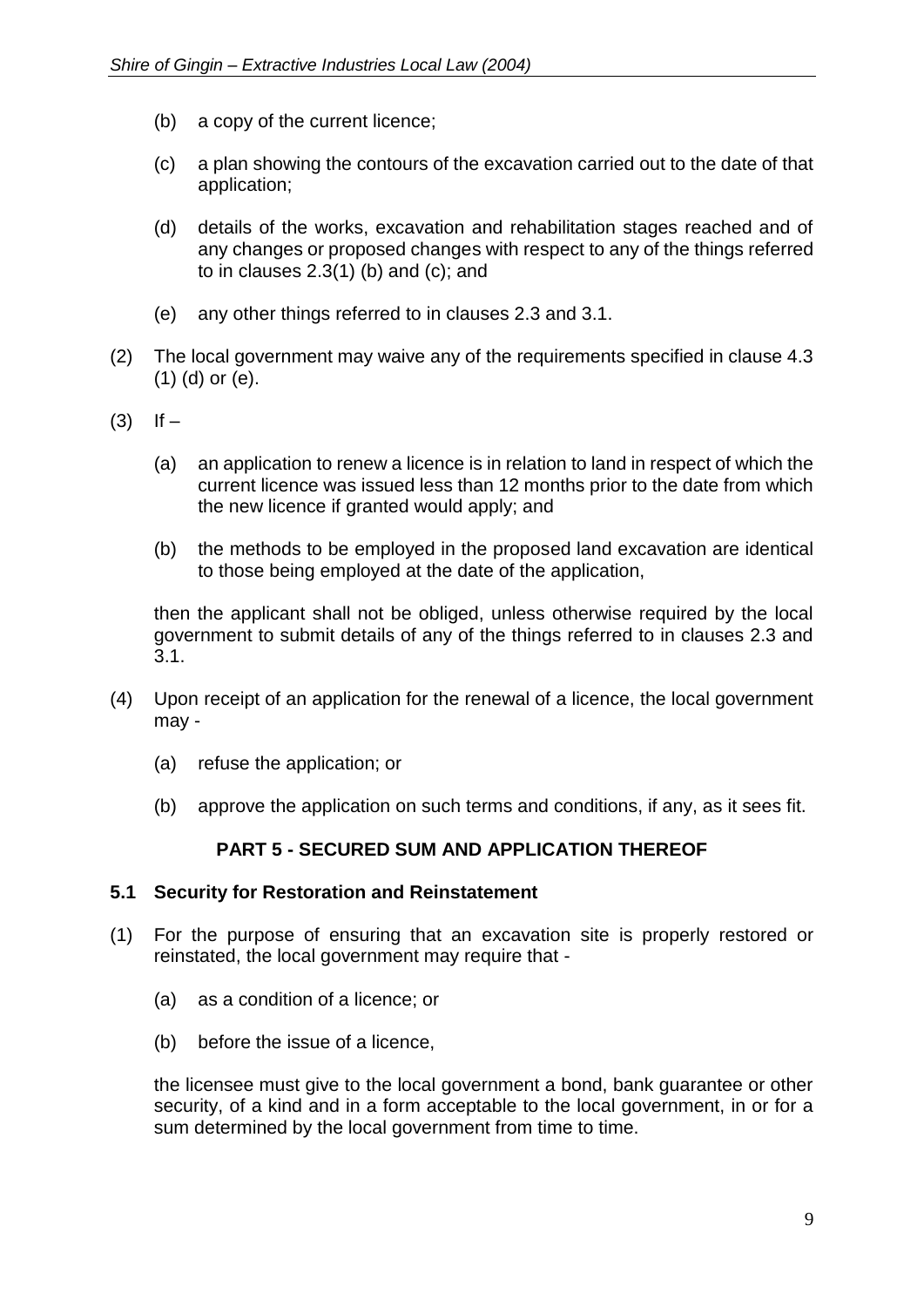(b) a copy of the current licence;

(c) a plan showing the contours of the excavation carried out to the date of that application;

(d) details of the works, excavation and rehabilitation stages reached and of any changes or proposed changes with respect to any of the things referred to in clauses 2.3(1) (b) and (c); and

(e) any other things referred to in clauses 2.3 and 3.1.

(2) The local government may waive any of the requirements specified in clause 4.3 (1) (d) or (e).

(3) If –

(a) an application to renew a licence is in relation to land in respect of which the current licence was issued less than 12 months prior to the date from which the new licence if granted would apply; and

(b) the methods to be employed in the proposed land excavation are identical to those being employed at the date of the application,

then the applicant shall not be obliged, unless otherwise required by the local government to submit details of any of the things referred to in clauses 2.3 and 3.1.

(4) Upon receipt of an application for the renewal of a licence, the local government may -

(a) refuse the application; or

(b) approve the application on such terms and conditions, if any, as it sees fit.

## PART 5 - SECURED SUM AND APPLICATION THEREOF

### 5.1 Security for Restoration and Reinstatement

(1) For the purpose of ensuring that an excavation site is properly restored or reinstated, the local government may require that -

(a) as a condition of a licence; or

(b) before the issue of a licence,

the licensee must give to the local government a bond, bank guarantee or other security, of a kind and in a form acceptable to the local government, in or for a sum determined by the local government from time to time.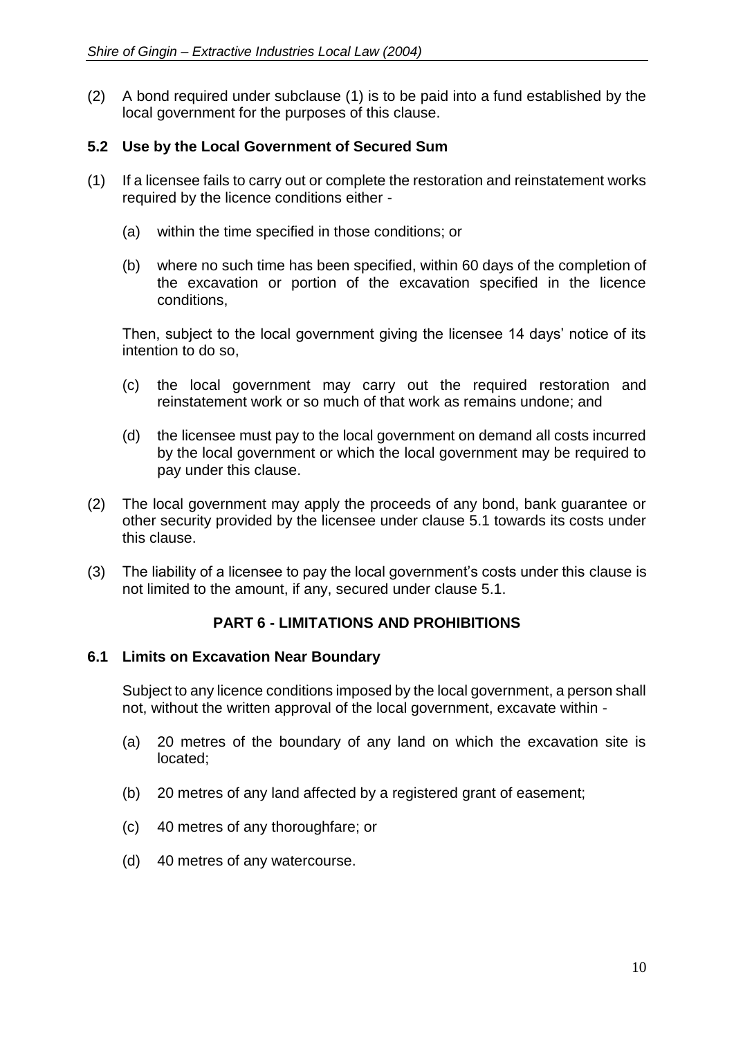(2) A bond required under subclause (1) is to be paid into a fund established by the local government for the purposes of this clause.

### 5.2 Use by the Local Government of Secured Sum

(1) If a licensee fails to carry out or complete the restoration and reinstatement works required by the licence conditions either -

   (a) within the time specified in those conditions; or

   (b) where no such time has been specified, within 60 days of the completion of the excavation or portion of the excavation specified in the licence conditions,

   Then, subject to the local government giving the licensee 14 days' notice of its intention to do so,

   (c) the local government may carry out the required restoration and reinstatement work or so much of that work as remains undone; and

   (d) the licensee must pay to the local government on demand all costs incurred by the local government or which the local government may be required to pay under this clause.

(2) The local government may apply the proceeds of any bond, bank guarantee or other security provided by the licensee under clause 5.1 towards its costs under this clause.

(3) The liability of a licensee to pay the local government's costs under this clause is not limited to the amount, if any, secured under clause 5.1.

## PART 6 - LIMITATIONS AND PROHIBITIONS

### 6.1 Limits on Excavation Near Boundary

Subject to any licence conditions imposed by the local government, a person shall not, without the written approval of the local government, excavate within -

(a) 20 metres of the boundary of any land on which the excavation site is located;

(b) 20 metres of any land affected by a registered grant of easement;

(c) 40 metres of any thoroughfare; or

(d) 40 metres of any watercourse.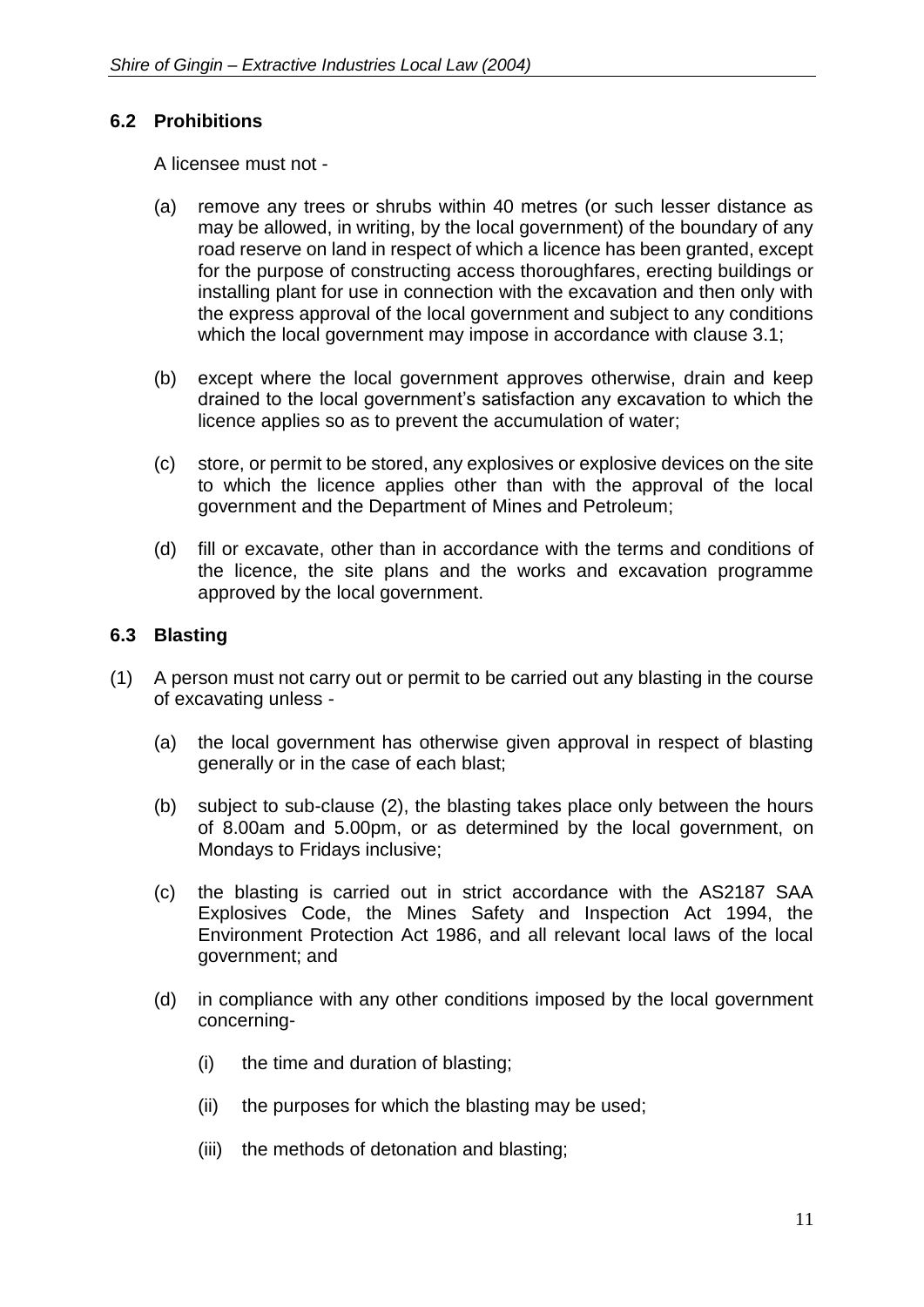### 6.2 Prohibitions

A licensee must not -

(a) remove any trees or shrubs within 40 metres (or such lesser distance as may be allowed, in writing, by the local government) of the boundary of any road reserve on land in respect of which a licence has been granted, except for the purpose of constructing access thoroughfares, erecting buildings or installing plant for use in connection with the excavation and then only with the express approval of the local government and subject to any conditions which the local government may impose in accordance with clause 3.1;

(b) except where the local government approves otherwise, drain and keep drained to the local government's satisfaction any excavation to which the licence applies so as to prevent the accumulation of water;

(c) store, or permit to be stored, any explosives or explosive devices on the site to which the licence applies other than with the approval of the local government and the Department of Mines and Petroleum;

(d) fill or excavate, other than in accordance with the terms and conditions of the licence, the site plans and the works and excavation programme approved by the local government.

### 6.3 Blasting

(1) A person must not carry out or permit to be carried out any blasting in the course of excavating unless -

(a) the local government has otherwise given approval in respect of blasting generally or in the case of each blast;

(b) subject to sub-clause (2), the blasting takes place only between the hours of 8.00am and 5.00pm, or as determined by the local government, on Mondays to Fridays inclusive;

(c) the blasting is carried out in strict accordance with the AS2187 SAA Explosives Code, the Mines Safety and Inspection Act 1994, the Environment Protection Act 1986, and all relevant local laws of the local government; and

(d) in compliance with any other conditions imposed by the local government concerning-

(i) the time and duration of blasting;

(ii) the purposes for which the blasting may be used;

(iii) the methods of detonation and blasting;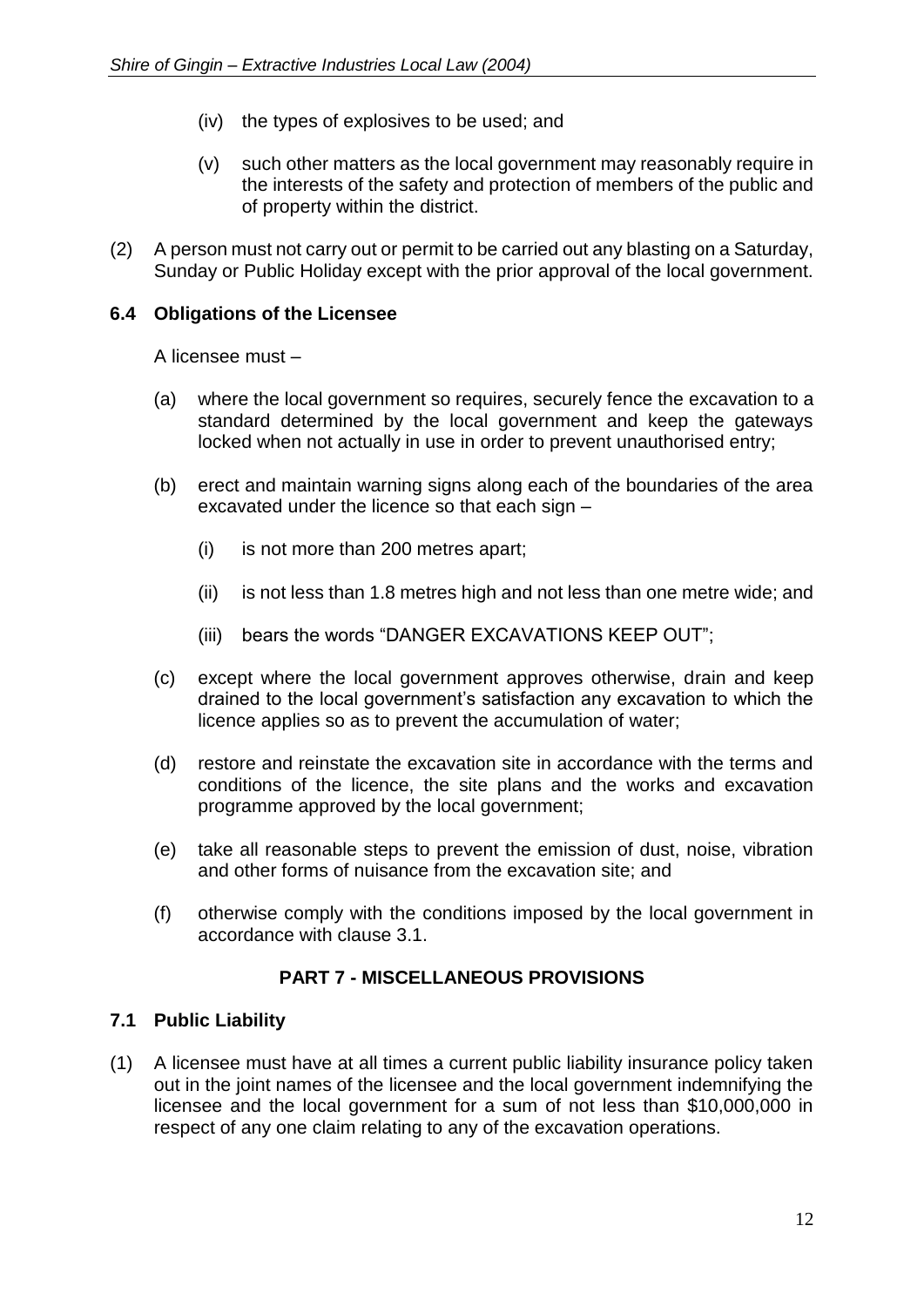(iv) the types of explosives to be used; and

(v) such other matters as the local government may reasonably require in the interests of the safety and protection of members of the public and of property within the district.

(2) A person must not carry out or permit to be carried out any blasting on a Saturday, Sunday or Public Holiday except with the prior approval of the local government.

### 6.4 Obligations of the Licensee

A licensee must –

(a) where the local government so requires, securely fence the excavation to a standard determined by the local government and keep the gateways locked when not actually in use in order to prevent unauthorised entry;

(b) erect and maintain warning signs along each of the boundaries of the area excavated under the licence so that each sign –

  (i) is not more than 200 metres apart;

  (ii) is not less than 1.8 metres high and not less than one metre wide; and

  (iii) bears the words "DANGER EXCAVATIONS KEEP OUT";

(c) except where the local government approves otherwise, drain and keep drained to the local government's satisfaction any excavation to which the licence applies so as to prevent the accumulation of water;

(d) restore and reinstate the excavation site in accordance with the terms and conditions of the licence, the site plans and the works and excavation programme approved by the local government;

(e) take all reasonable steps to prevent the emission of dust, noise, vibration and other forms of nuisance from the excavation site; and

(f) otherwise comply with the conditions imposed by the local government in accordance with clause 3.1.

## PART 7 - MISCELLANEOUS PROVISIONS

### 7.1 Public Liability

(1) A licensee must have at all times a current public liability insurance policy taken out in the joint names of the licensee and the local government indemnifying the licensee and the local government for a sum of not less than $10,000,000 in respect of any one claim relating to any of the excavation operations.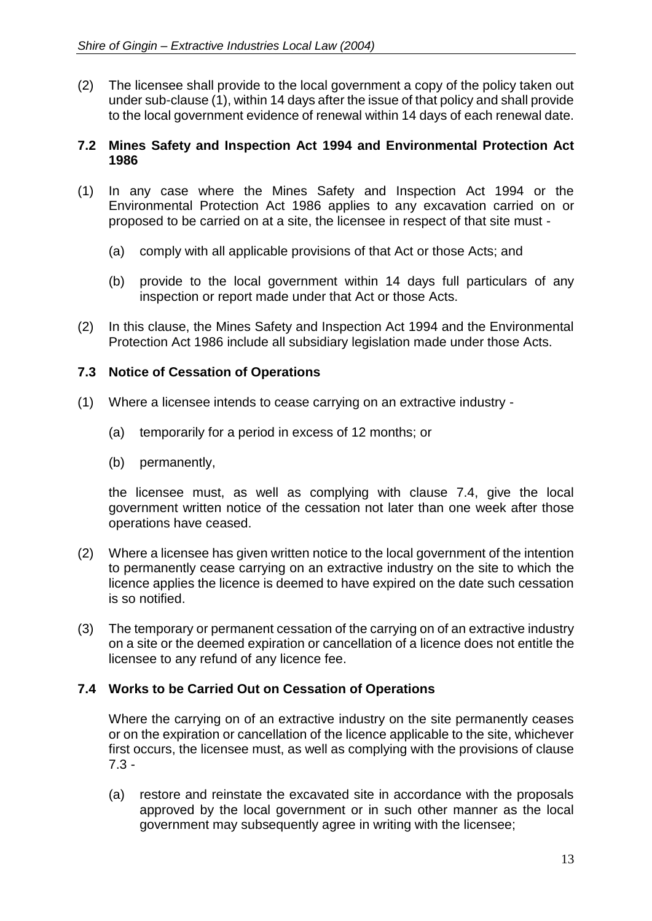(2) The licensee shall provide to the local government a copy of the policy taken out under sub-clause (1), within 14 days after the issue of that policy and shall provide to the local government evidence of renewal within 14 days of each renewal date.

### 7.2 Mines Safety and Inspection Act 1994 and Environmental Protection Act 1986

(1) In any case where the Mines Safety and Inspection Act 1994 or the Environmental Protection Act 1986 applies to any excavation carried on or proposed to be carried on at a site, the licensee in respect of that site must -

   (a) comply with all applicable provisions of that Act or those Acts; and

   (b) provide to the local government within 14 days full particulars of any inspection or report made under that Act or those Acts.

(2) In this clause, the Mines Safety and Inspection Act 1994 and the Environmental Protection Act 1986 include all subsidiary legislation made under those Acts.

### 7.3 Notice of Cessation of Operations

(1) Where a licensee intends to cease carrying on an extractive industry -

   (a) temporarily for a period in excess of 12 months; or

   (b) permanently,

   the licensee must, as well as complying with clause 7.4, give the local government written notice of the cessation not later than one week after those operations have ceased.

(2) Where a licensee has given written notice to the local government of the intention to permanently cease carrying on an extractive industry on the site to which the licence applies the licence is deemed to have expired on the date such cessation is so notified.

(3) The temporary or permanent cessation of the carrying on of an extractive industry on a site or the deemed expiration or cancellation of a licence does not entitle the licensee to any refund of any licence fee.

### 7.4 Works to be Carried Out on Cessation of Operations

Where the carrying on of an extractive industry on the site permanently ceases or on the expiration or cancellation of the licence applicable to the site, whichever first occurs, the licensee must, as well as complying with the provisions of clause 7.3 -

   (a) restore and reinstate the excavated site in accordance with the proposals approved by the local government or in such other manner as the local government may subsequently agree in writing with the licensee;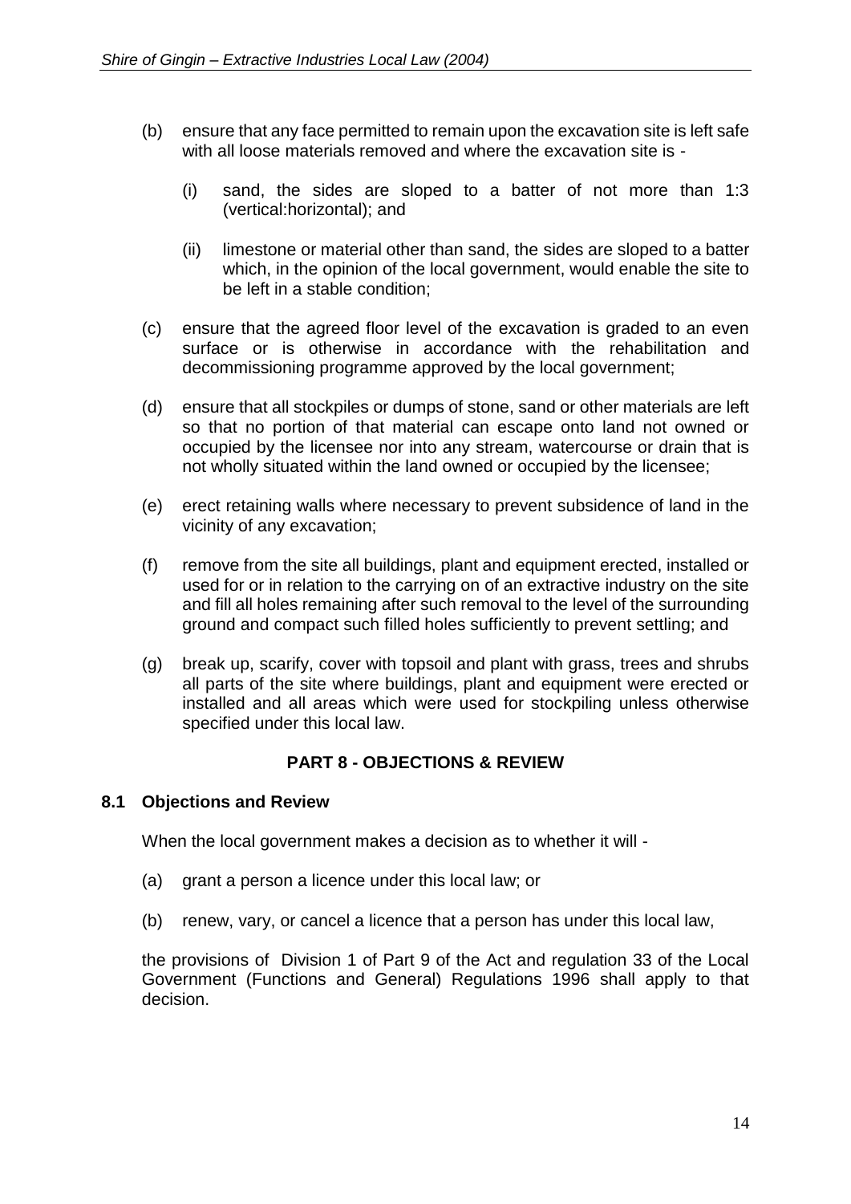(b) ensure that any face permitted to remain upon the excavation site is left safe with all loose materials removed and where the excavation site is -

   (i) sand, the sides are sloped to a batter of not more than 1:3 (vertical:horizontal); and

   (ii) limestone or material other than sand, the sides are sloped to a batter which, in the opinion of the local government, would enable the site to be left in a stable condition;

(c) ensure that the agreed floor level of the excavation is graded to an even surface or is otherwise in accordance with the rehabilitation and decommissioning programme approved by the local government;

(d) ensure that all stockpiles or dumps of stone, sand or other materials are left so that no portion of that material can escape onto land not owned or occupied by the licensee nor into any stream, watercourse or drain that is not wholly situated within the land owned or occupied by the licensee;

(e) erect retaining walls where necessary to prevent subsidence of land in the vicinity of any excavation;

(f) remove from the site all buildings, plant and equipment erected, installed or used for or in relation to the carrying on of an extractive industry on the site and fill all holes remaining after such removal to the level of the surrounding ground and compact such filled holes sufficiently to prevent settling; and

(g) break up, scarify, cover with topsoil and plant with grass, trees and shrubs all parts of the site where buildings, plant and equipment were erected or installed and all areas which were used for stockpiling unless otherwise specified under this local law.

## PART 8 - OBJECTIONS & REVIEW

### 8.1 Objections and Review

When the local government makes a decision as to whether it will -

(a) grant a person a licence under this local law; or

(b) renew, vary, or cancel a licence that a person has under this local law,

the provisions of Division 1 of Part 9 of the Act and regulation 33 of the Local Government (Functions and General) Regulations 1996 shall apply to that decision.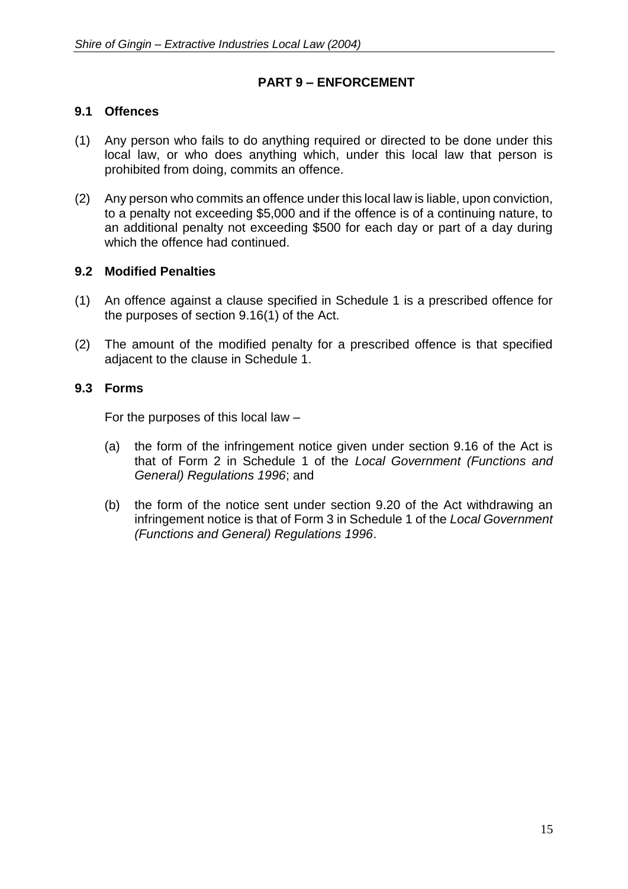## PART 9 – ENFORCEMENT

### 9.1 Offences

(1) Any person who fails to do anything required or directed to be done under this local law, or who does anything which, under this local law that person is prohibited from doing, commits an offence.

(2) Any person who commits an offence under this local law is liable, upon conviction, to a penalty not exceeding $5,000 and if the offence is of a continuing nature, to an additional penalty not exceeding $500 for each day or part of a day during which the offence had continued.

### 9.2 Modified Penalties

(1) An offence against a clause specified in Schedule 1 is a prescribed offence for the purposes of section 9.16(1) of the Act.

(2) The amount of the modified penalty for a prescribed offence is that specified adjacent to the clause in Schedule 1.

### 9.3 Forms

For the purposes of this local law –

(a) the form of the infringement notice given under section 9.16 of the Act is that of Form 2 in Schedule 1 of the *Local Government (Functions and General) Regulations 1996*; and

(b) the form of the notice sent under section 9.20 of the Act withdrawing an infringement notice is that of Form 3 in Schedule 1 of the *Local Government (Functions and General) Regulations 1996*.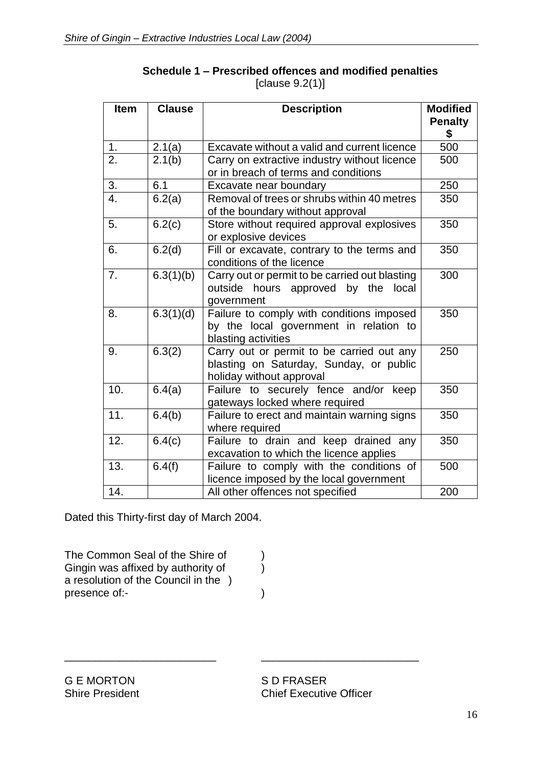## Schedule 1 – Prescribed offences and modified penalties

[clause 9.2(1)]

| Item | Clause | Description | Modified Penalty $ |
|---|---|---|---|
| 1. | 2.1(a) | Excavate without a valid and current licence | 500 |
| 2. | 2.1(b) | Carry on extractive industry without licence or in breach of terms and conditions | 500 |
| 3. | 6.1 | Excavate near boundary | 250 |
| 4. | 6.2(a) | Removal of trees or shrubs within 40 metres of the boundary without approval | 350 |
| 5. | 6.2(c) | Store without required approval explosives or explosive devices | 350 |
| 6. | 6.2(d) | Fill or excavate, contrary to the terms and conditions of the licence | 350 |
| 7. | 6.3(1)(b) | Carry out or permit to be carried out blasting outside hours approved by the local government | 300 |
| 8. | 6.3(1)(d) | Failure to comply with conditions imposed by the local government in relation to blasting activities | 350 |
| 9. | 6.3(2) | Carry out or permit to be carried out any blasting on Saturday, Sunday, or public holiday without approval | 250 |
| 10. | 6.4(a) | Failure to securely fence and/or keep gateways locked where required | 350 |
| 11. | 6.4(b) | Failure to erect and maintain warning signs where required | 350 |
| 12. | 6.4(c) | Failure to drain and keep drained any excavation to which the licence applies | 350 |
| 13. | 6.4(f) | Failure to comply with the conditions of licence imposed by the local government | 500 |
| 14. | | All other offences not specified | 200 |

Dated this Thirty-first day of March 2004.

The Common Seal of the Shire of )
Gingin was affixed by authority of )
a resolution of the Council in the )
presence of:- )

\_\_\_\_\_\_\_\_\_\_\_\_\_\_\_\_\_\_\_\_\_\_\_\_\_ \_\_\_\_\_\_\_\_\_\_\_\_\_\_\_\_\_\_\_\_\_\_\_\_\_

G E MORTON
Shire President

S D FRASER
Chief Executive Officer